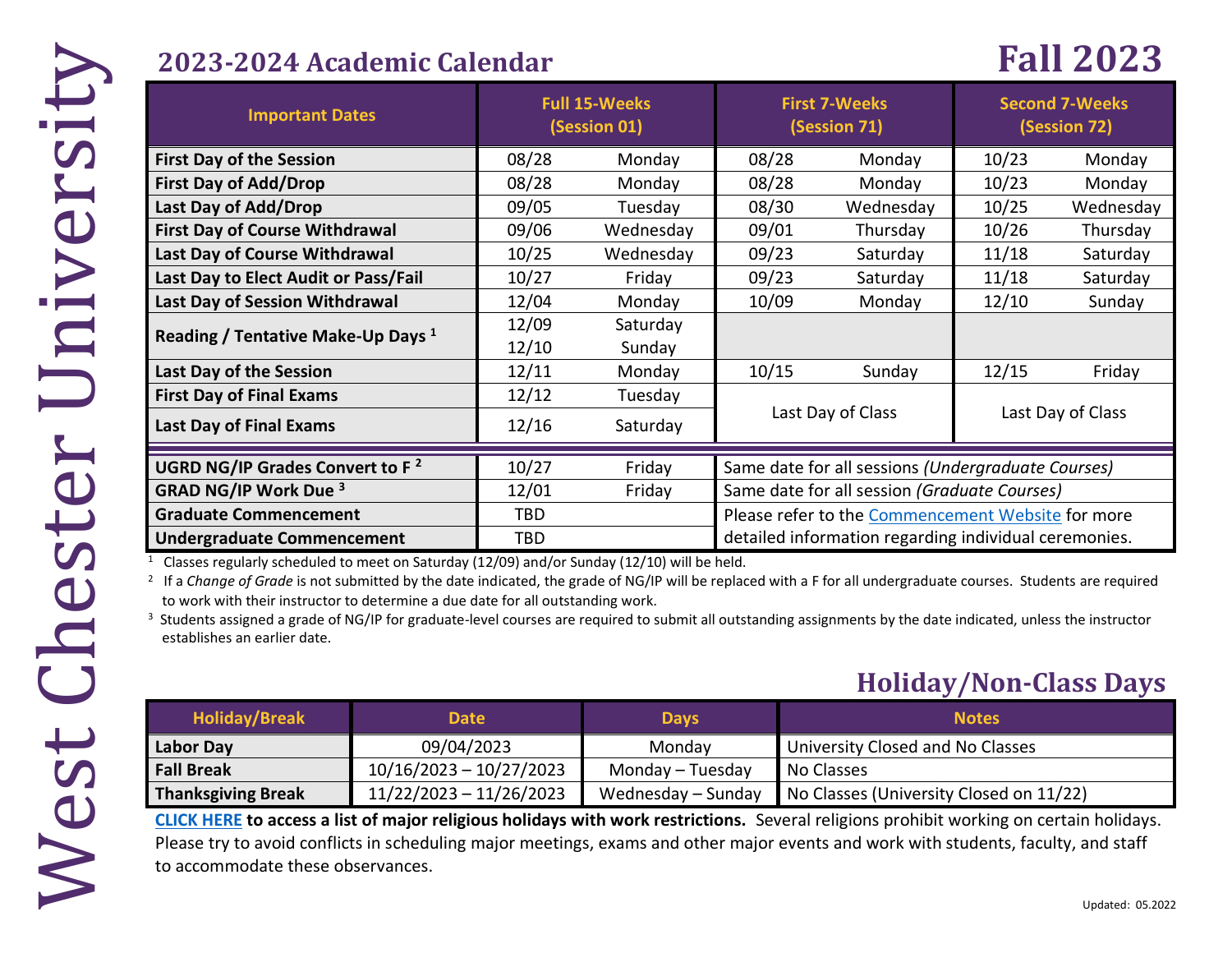West Chester University

## 2023-2024 Academic Calendar

# Fall 2023

| Important Dates | Full 15-Weeks (Session 01) | | First 7-Weeks (Session 71) | | Second 7-Weeks (Session 72) | |
|---|---|---|---|---|---|---|
| **First Day of the Session** | 08/28 | Monday | 08/28 | Monday | 10/23 | Monday |
| **First Day of Add/Drop** | 08/28 | Monday | 08/28 | Monday | 10/23 | Monday |
| **Last Day of Add/Drop** | 09/05 | Tuesday | 08/30 | Wednesday | 10/25 | Wednesday |
| **First Day of Course Withdrawal** | 09/06 | Wednesday | 09/01 | Thursday | 10/26 | Thursday |
| **Last Day of Course Withdrawal** | 10/25 | Wednesday | 09/23 | Saturday | 11/18 | Saturday |
| **Last Day to Elect Audit or Pass/Fail** | 10/27 | Friday | 09/23 | Saturday | 11/18 | Saturday |
| **Last Day of Session Withdrawal** | 12/04 | Monday | 10/09 | Monday | 12/10 | Sunday |
| **Reading / Tentative Make-Up Days [1]** | 12/09<br>12/10 | Saturday<br>Sunday | | | | |
| **Last Day of the Session** | 12/11 | Monday | 10/15 | Sunday | 12/15 | Friday |
| **First Day of Final Exams** | 12/12 | Tuesday | Last Day of Class | | Last Day of Class | |
| **Last Day of Final Exams** | 12/16 | Saturday | | | | |

| | | | |
|---|---|---|---|
| **UGRD NG/IP Grades Convert to F [2]** | 10/27 | Friday | Same date for all sessions *(Undergraduate Courses)* |
| **GRAD NG/IP Work Due [3]** | 12/01 | Friday | Same date for all session *(Graduate Courses)* |
| **Graduate Commencement** | TBD | | Please refer to the Commencement Website for more detailed information regarding individual ceremonies. |
| **Undergraduate Commencement** | TBD | | |

[1] Classes regularly scheduled to meet on Saturday (12/09) and/or Sunday (12/10) will be held.

[2] If a *Change of Grade* is not submitted by the date indicated, the grade of NG/IP will be replaced with a F for all undergraduate courses. Students are required to work with their instructor to determine a due date for all outstanding work.

[3] Students assigned a grade of NG/IP for graduate-level courses are required to submit all outstanding assignments by the date indicated, unless the instructor establishes an earlier date.

## Holiday/Non-Class Days

| Holiday/Break | Date | Days | Notes |
|---|---|---|---|
| **Labor Day** | 09/04/2023 | Monday | University Closed and No Classes |
| **Fall Break** | 10/16/2023 – 10/27/2023 | Monday – Tuesday | No Classes |
| **Thanksgiving Break** | 11/22/2023 – 11/26/2023 | Wednesday – Sunday | No Classes (University Closed on 11/22) |

**CLICK HERE to access a list of major religious holidays with work restrictions.** Several religions prohibit working on certain holidays. Please try to avoid conflicts in scheduling major meetings, exams and other major events and work with students, faculty, and staff to accommodate these observances.

Updated: 05.2022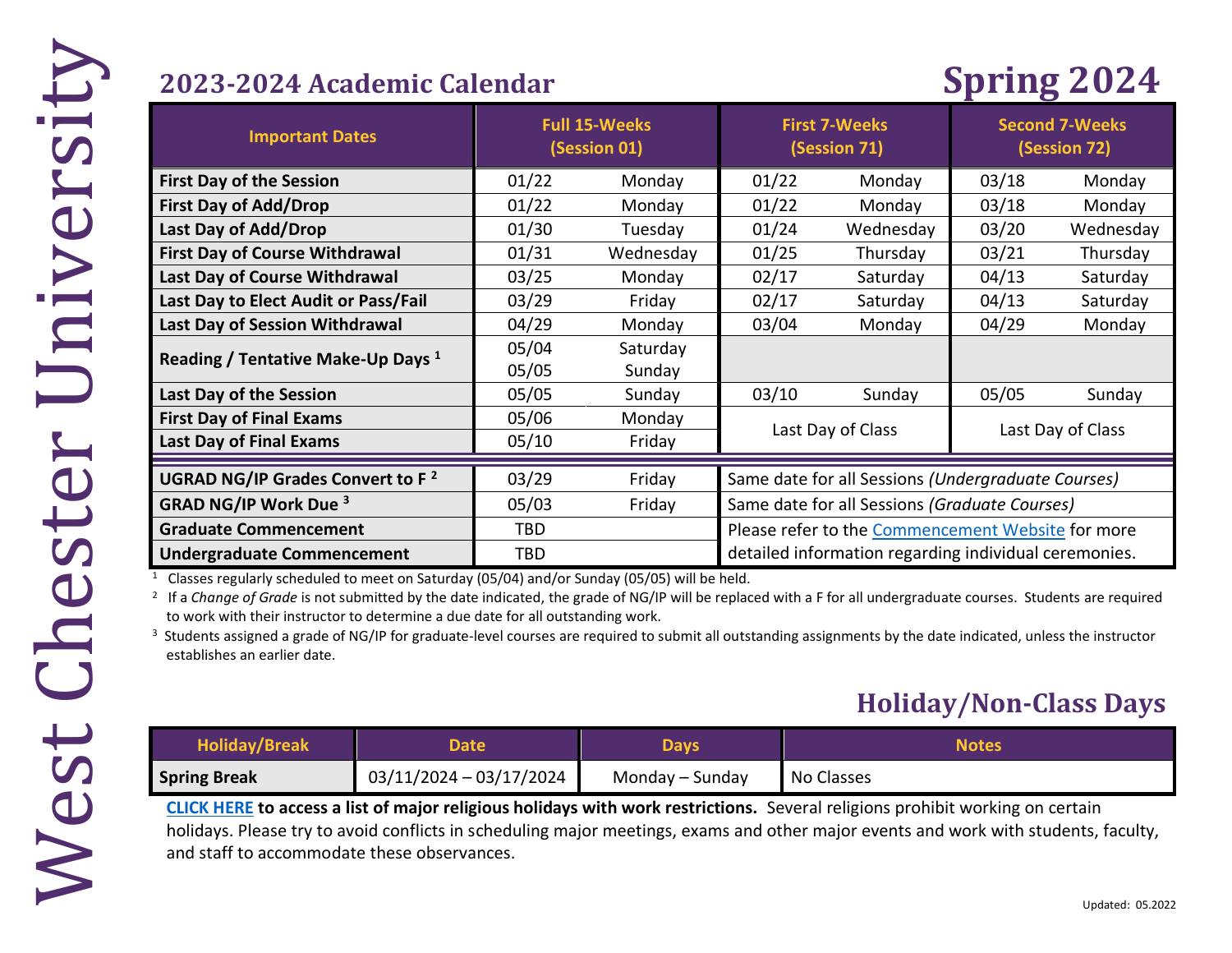West Chester University

## 2023-2024 Academic Calendar

# Spring 2024

| Important Dates | Full 15-Weeks (Session 01) | | First 7-Weeks (Session 71) | | Second 7-Weeks (Session 72) | |
|---|---|---|---|---|---|---|
| **First Day of the Session** | 01/22 | Monday | 01/22 | Monday | 03/18 | Monday |
| **First Day of Add/Drop** | 01/22 | Monday | 01/22 | Monday | 03/18 | Monday |
| **Last Day of Add/Drop** | 01/30 | Tuesday | 01/24 | Wednesday | 03/20 | Wednesday |
| **First Day of Course Withdrawal** | 01/31 | Wednesday | 01/25 | Thursday | 03/21 | Thursday |
| **Last Day of Course Withdrawal** | 03/25 | Monday | 02/17 | Saturday | 04/13 | Saturday |
| **Last Day to Elect Audit or Pass/Fail** | 03/29 | Friday | 02/17 | Saturday | 04/13 | Saturday |
| **Last Day of Session Withdrawal** | 04/29 | Monday | 03/04 | Monday | 04/29 | Monday |
| **Reading / Tentative Make-Up Days [1]** | 05/04<br>05/05 | Saturday<br>Sunday | | | | |
| **Last Day of the Session** | 05/05 | Sunday | 03/10 | Sunday | 05/05 | Sunday |
| **First Day of Final Exams** | 05/06 | Monday | Last Day of Class | | Last Day of Class | |
| **Last Day of Final Exams** | 05/10 | Friday | | | | |
| **UGRAD NG/IP Grades Convert to F [2]** | 03/29 | Friday | Same date for all Sessions *(Undergraduate Courses)* | | | |
| **GRAD NG/IP Work Due [3]** | 05/03 | Friday | Same date for all Sessions *(Graduate Courses)* | | | |
| **Graduate Commencement** | TBD | | Please refer to the Commencement Website for more detailed information regarding individual ceremonies. | | | |
| **Undergraduate Commencement** | TBD | | | | | |

[1] Classes regularly scheduled to meet on Saturday (05/04) and/or Sunday (05/05) will be held.

[2] If a *Change of Grade* is not submitted by the date indicated, the grade of NG/IP will be replaced with a F for all undergraduate courses. Students are required to work with their instructor to determine a due date for all outstanding work.

[3] Students assigned a grade of NG/IP for graduate-level courses are required to submit all outstanding assignments by the date indicated, unless the instructor establishes an earlier date.

## Holiday/Non-Class Days

| Holiday/Break | Date | Days | Notes |
|---|---|---|---|
| **Spring Break** | 03/11/2024 – 03/17/2024 | Monday – Sunday | No Classes |

**CLICK HERE to access a list of major religious holidays with work restrictions.** Several religions prohibit working on certain holidays. Please try to avoid conflicts in scheduling major meetings, exams and other major events and work with students, faculty, and staff to accommodate these observances.

Updated: 05.2022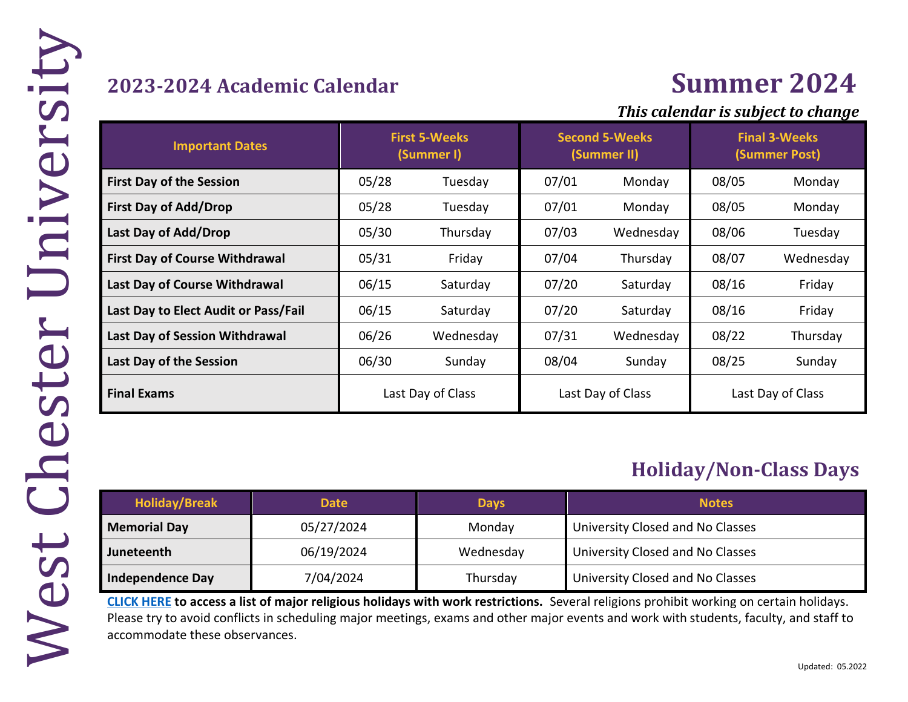West Chester University

## 2023-2024 Academic Calendar

# Summer 2024

***This calendar is subject to change***

| Important Dates | First 5-Weeks (Summer I) | | Second 5-Weeks (Summer II) | | Final 3-Weeks (Summer Post) | |
|---|---|---|---|---|---|---|
| **First Day of the Session** | 05/28 | Tuesday | 07/01 | Monday | 08/05 | Monday |
| **First Day of Add/Drop** | 05/28 | Tuesday | 07/01 | Monday | 08/05 | Monday |
| **Last Day of Add/Drop** | 05/30 | Thursday | 07/03 | Wednesday | 08/06 | Tuesday |
| **First Day of Course Withdrawal** | 05/31 | Friday | 07/04 | Thursday | 08/07 | Wednesday |
| **Last Day of Course Withdrawal** | 06/15 | Saturday | 07/20 | Saturday | 08/16 | Friday |
| **Last Day to Elect Audit or Pass/Fail** | 06/15 | Saturday | 07/20 | Saturday | 08/16 | Friday |
| **Last Day of Session Withdrawal** | 06/26 | Wednesday | 07/31 | Wednesday | 08/22 | Thursday |
| **Last Day of the Session** | 06/30 | Sunday | 08/04 | Sunday | 08/25 | Sunday |
| **Final Exams** | Last Day of Class | | Last Day of Class | | Last Day of Class | |

## Holiday/Non-Class Days

| Holiday/Break | Date | Days | Notes |
|---|---|---|---|
| **Memorial Day** | 05/27/2024 | Monday | University Closed and No Classes |
| **Juneteenth** | 06/19/2024 | Wednesday | University Closed and No Classes |
| **Independence Day** | 7/04/2024 | Thursday | University Closed and No Classes |

**CLICK HERE to access a list of major religious holidays with work restrictions.** Several religions prohibit working on certain holidays. Please try to avoid conflicts in scheduling major meetings, exams and other major events and work with students, faculty, and staff to accommodate these observances.

Updated: 05.2022